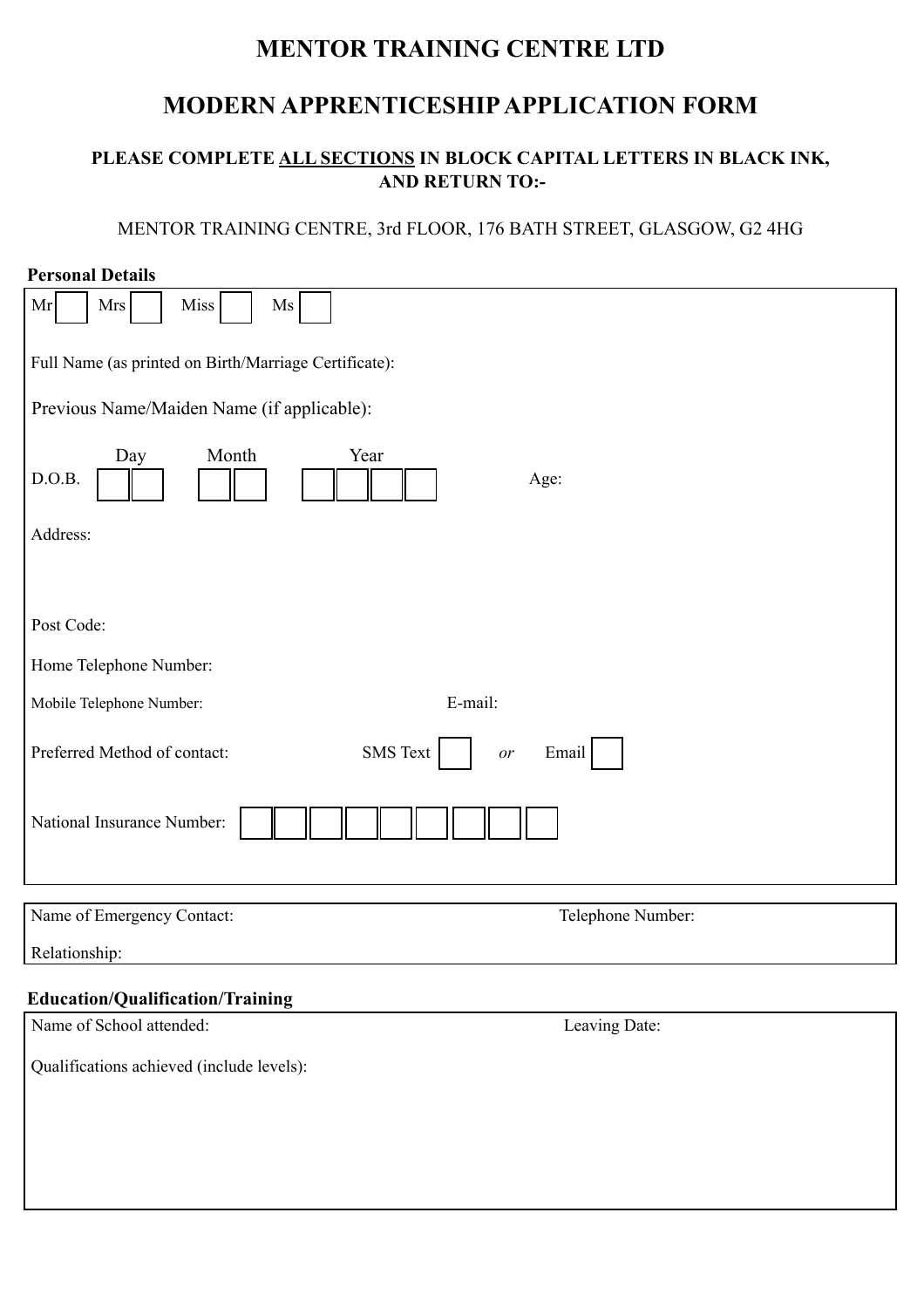# MENTOR TRAINING CENTRE LTD

# MODERN APPRENTICESHIP APPLICATION FORM

**PLEASE COMPLETE <u>ALL SECTIONS</u> IN BLOCK CAPITAL LETTERS IN BLACK INK, AND RETURN TO:-**

MENTOR TRAINING CENTRE, 3rd FLOOR, 176 BATH STREET, GLASGOW, G2 4HG

**Personal Details**

Mr ☐ Mrs ☐ Miss ☐ Ms ☐

Full Name (as printed on Birth/Marriage Certificate):

Previous Name/Maiden Name (if applicable):

D.O.B. Day ☐☐ Month ☐☐ Year ☐☐☐☐ Age:

Address:

Post Code:

Home Telephone Number:

Mobile Telephone Number: E-mail:

Preferred Method of contact: SMS Text ☐ *or* Email ☐

National Insurance Number: ☐☐☐☐☐☐☐☐☐

Name of Emergency Contact: Telephone Number:

Relationship:

**Education/Qualification/Training**

Name of School attended: Leaving Date:

Qualifications achieved (include levels):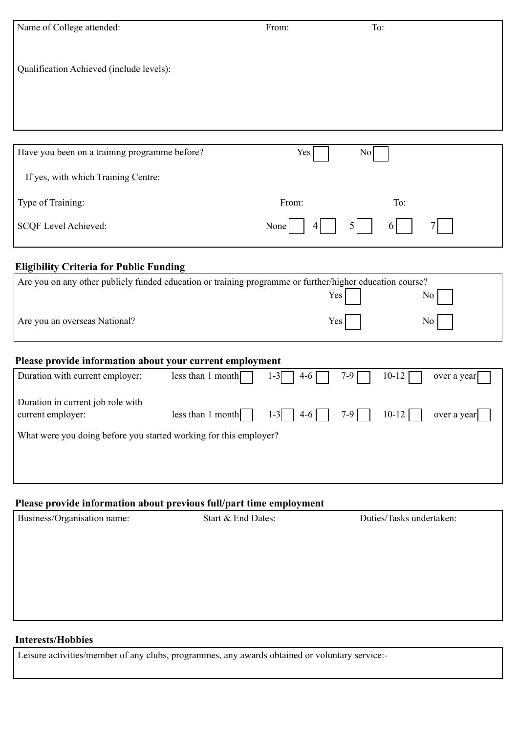Name of College attended: From: To:

Qualification Achieved (include levels):

---

Have you been on a training programme before? Yes ☐ No ☐

If yes, with which Training Centre:

Type of Training: From: To:

SCQF Level Achieved: None ☐ 4 ☐ 5 ☐ 6 ☐ 7 ☐

## Eligibility Criteria for Public Funding

Are you on any other publicly funded education or training programme or further/higher education course?

Yes ☐ No ☐

Are you an overseas National? Yes ☐ No ☐

## Please provide information about your current employment

Duration with current employer: less than 1 month ☐ 1-3 ☐ 4-6 ☐ 7-9 ☐ 10-12 ☐ over a year ☐

Duration in current job role with current employer: less than 1 month ☐ 1-3 ☐ 4-6 ☐ 7-9 ☐ 10-12 ☐ over a year ☐

What were you doing before you started working for this employer?

## Please provide information about previous full/part time employment

| Business/Organisation name: | Start & End Dates: | Duties/Tasks undertaken: |
| --- | --- | --- |
| | | |

## Interests/Hobbies

Leisure activities/member of any clubs, programmes, any awards obtained or voluntary service:-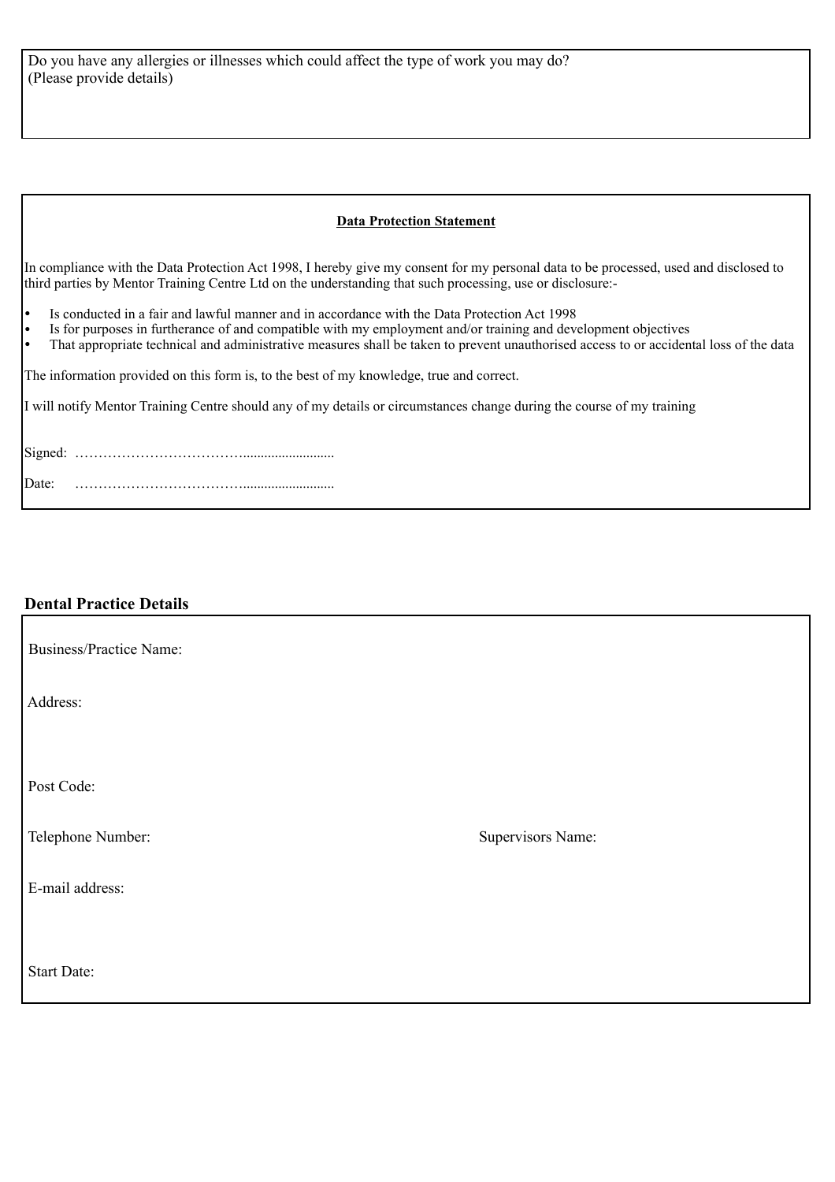Do you have any allergies or illnesses which could affect the type of work you may do?
(Please provide details)

**Data Protection Statement**

In compliance with the Data Protection Act 1998, I hereby give my consent for my personal data to be processed, used and disclosed to third parties by Mentor Training Centre Ltd on the understanding that such processing, use or disclosure:-

- Is conducted in a fair and lawful manner and in accordance with the Data Protection Act 1998
- Is for purposes in furtherance of and compatible with my employment and/or training and development objectives
- That appropriate technical and administrative measures shall be taken to prevent unauthorised access to or accidental loss of the data

The information provided on this form is, to the best of my knowledge, true and correct.

I will notify Mentor Training Centre should any of my details or circumstances change during the course of my training

Signed: ………………………………..........................

Date: ………………………………..........................

## Dental Practice Details

Business/Practice Name:

Address:

Post Code:

Telephone Number:

Supervisors Name:

E-mail address:

Start Date: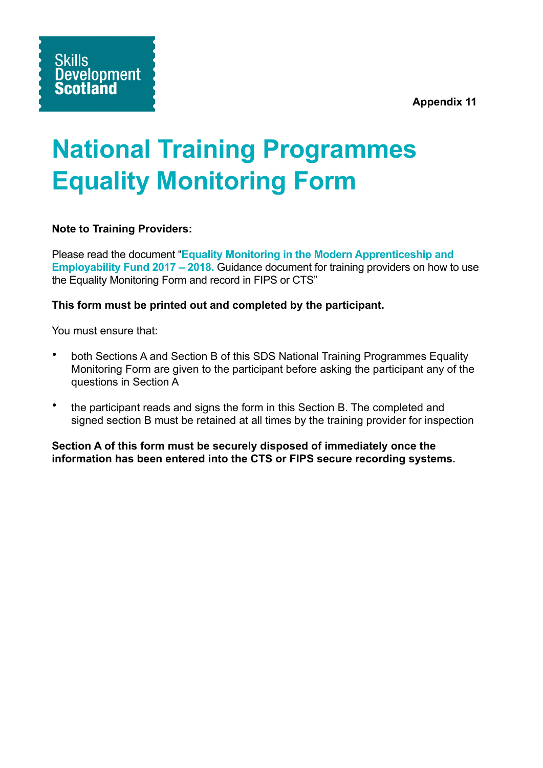Skills Development Scotland

**Appendix 11**

# National Training Programmes Equality Monitoring Form

**Note to Training Providers:**

Please read the document "**Equality Monitoring in the Modern Apprenticeship and Employability Fund 2017 – 2018.** Guidance document for training providers on how to use the Equality Monitoring Form and record in FIPS or CTS"

**This form must be printed out and completed by the participant.**

You must ensure that:

- both Sections A and Section B of this SDS National Training Programmes Equality Monitoring Form are given to the participant before asking the participant any of the questions in Section A
- the participant reads and signs the form in this Section B. The completed and signed section B must be retained at all times by the training provider for inspection

**Section A of this form must be securely disposed of immediately once the information has been entered into the CTS or FIPS secure recording systems.**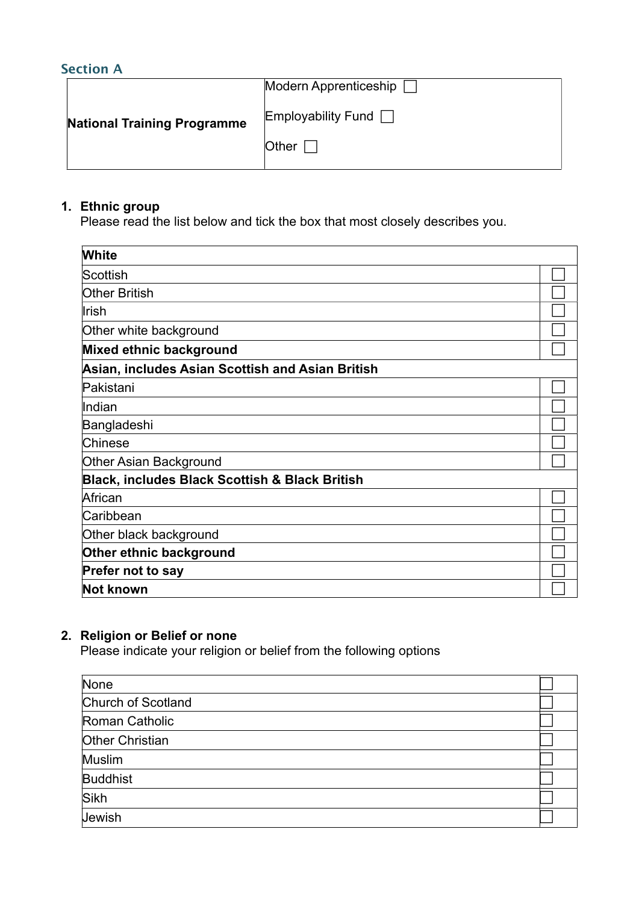## Section A

| National Training Programme | Modern Apprenticeship ☐<br>Employability Fund ☐<br>Other ☐ |
|---|---|

1. **Ethnic group**
   Please read the list below and tick the box that most closely describes you.

| **White** | |
|---|---|
| Scottish | ☐ |
| Other British | ☐ |
| Irish | ☐ |
| Other white background | ☐ |
| **Mixed ethnic background** | ☐ |
| **Asian, includes Asian Scottish and Asian British** | |
| Pakistani | ☐ |
| Indian | ☐ |
| Bangladeshi | ☐ |
| Chinese | ☐ |
| Other Asian Background | ☐ |
| **Black, includes Black Scottish & Black British** | |
| African | ☐ |
| Caribbean | ☐ |
| Other black background | ☐ |
| **Other ethnic background** | ☐ |
| **Prefer not to say** | ☐ |
| **Not known** | ☐ |

2. **Religion or Belief or none**
   Please indicate your religion or belief from the following options

| None | ☐ |
|---|---|
| Church of Scotland | ☐ |
| Roman Catholic | ☐ |
| Other Christian | ☐ |
| Muslim | ☐ |
| Buddhist | ☐ |
| Sikh | ☐ |
| Jewish | ☐ |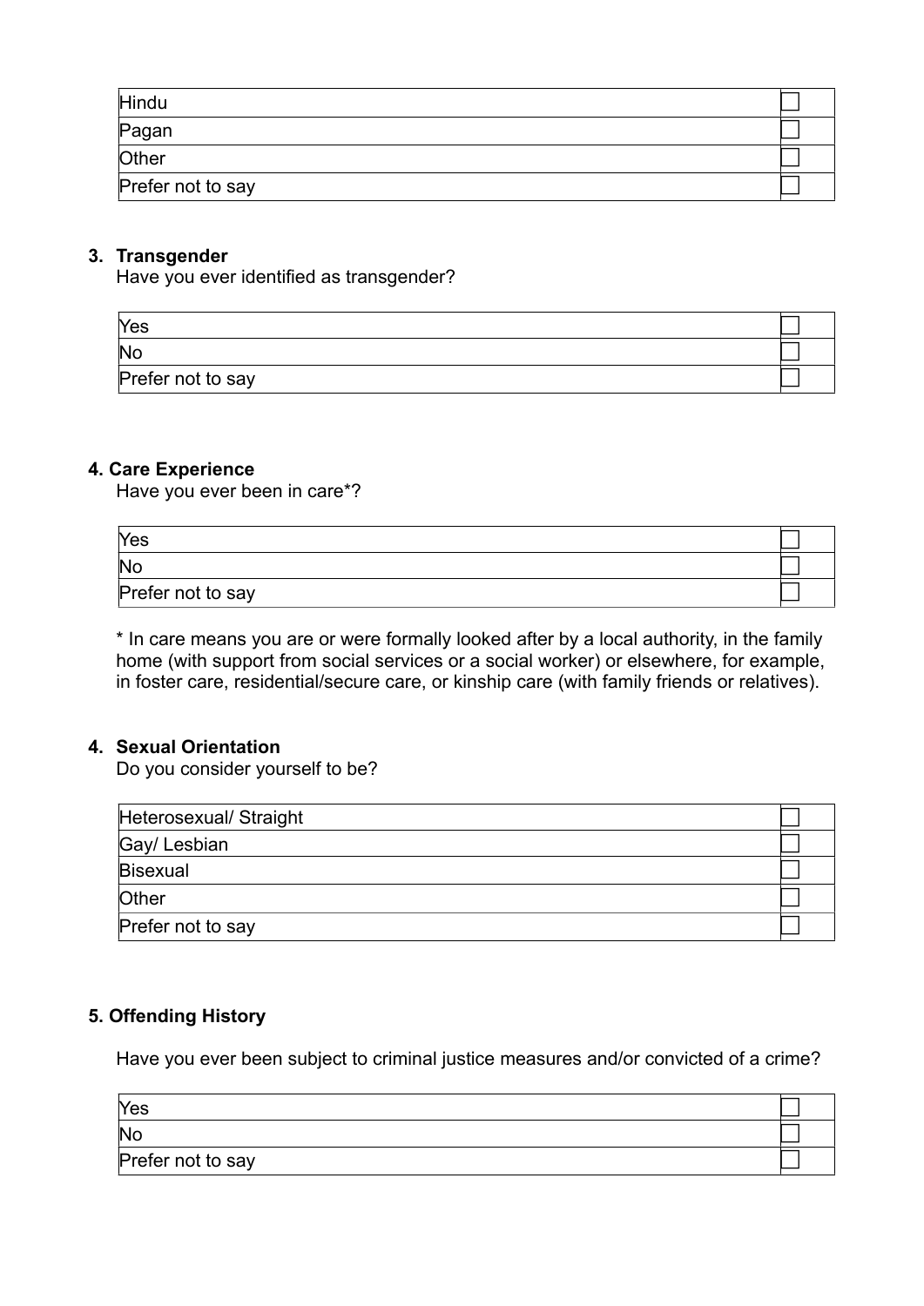| | |
|---|---|
| Hindu | ☐ |
| Pagan | ☐ |
| Other | ☐ |
| Prefer not to say | ☐ |

**3. Transgender**

Have you ever identified as transgender?

| | |
|---|---|
| Yes | ☐ |
| No | ☐ |
| Prefer not to say | ☐ |

**4. Care Experience**

Have you ever been in care*?

| | |
|---|---|
| Yes | ☐ |
| No | ☐ |
| Prefer not to say | ☐ |

* In care means you are or were formally looked after by a local authority, in the family home (with support from social services or a social worker) or elsewhere, for example, in foster care, residential/secure care, or kinship care (with family friends or relatives).

**4. Sexual Orientation**

Do you consider yourself to be?

| | |
|---|---|
| Heterosexual/ Straight | ☐ |
| Gay/ Lesbian | ☐ |
| Bisexual | ☐ |
| Other | ☐ |
| Prefer not to say | ☐ |

**5. Offending History**

Have you ever been subject to criminal justice measures and/or convicted of a crime?

| | |
|---|---|
| Yes | ☐ |
| No | ☐ |
| Prefer not to say | ☐ |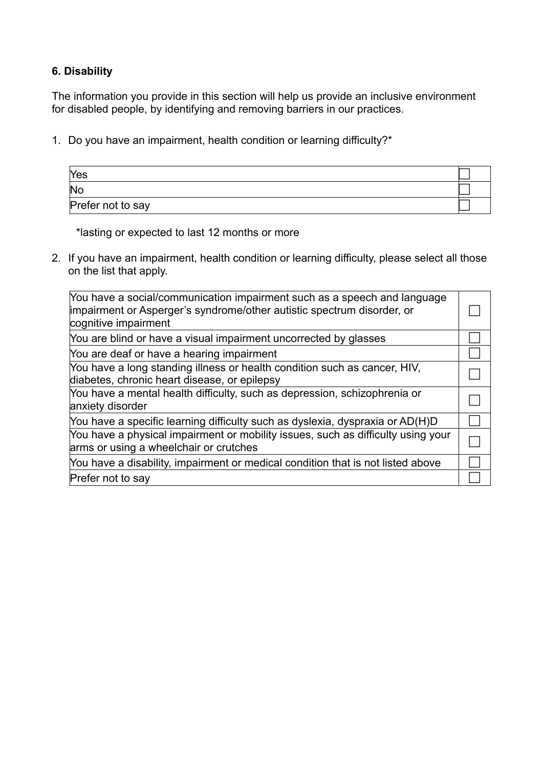**6. Disability**

The information you provide in this section will help us provide an inclusive environment for disabled people, by identifying and removing barriers in our practices.

1. Do you have an impairment, health condition or learning difficulty?*

| | |
|---|---|
| Yes | ☐ |
| No | ☐ |
| Prefer not to say | ☐ |

*lasting or expected to last 12 months or more

2. If you have an impairment, health condition or learning difficulty, please select all those on the list that apply.

| | |
|---|---|
| You have a social/communication impairment such as a speech and language impairment or Asperger's syndrome/other autistic spectrum disorder, or cognitive impairment | ☐ |
| You are blind or have a visual impairment uncorrected by glasses | ☐ |
| You are deaf or have a hearing impairment | ☐ |
| You have a long standing illness or health condition such as cancer, HIV, diabetes, chronic heart disease, or epilepsy | ☐ |
| You have a mental health difficulty, such as depression, schizophrenia or anxiety disorder | ☐ |
| You have a specific learning difficulty such as dyslexia, dyspraxia or AD(H)D | ☐ |
| You have a physical impairment or mobility issues, such as difficulty using your arms or using a wheelchair or crutches | ☐ |
| You have a disability, impairment or medical condition that is not listed above | ☐ |
| Prefer not to say | ☐ |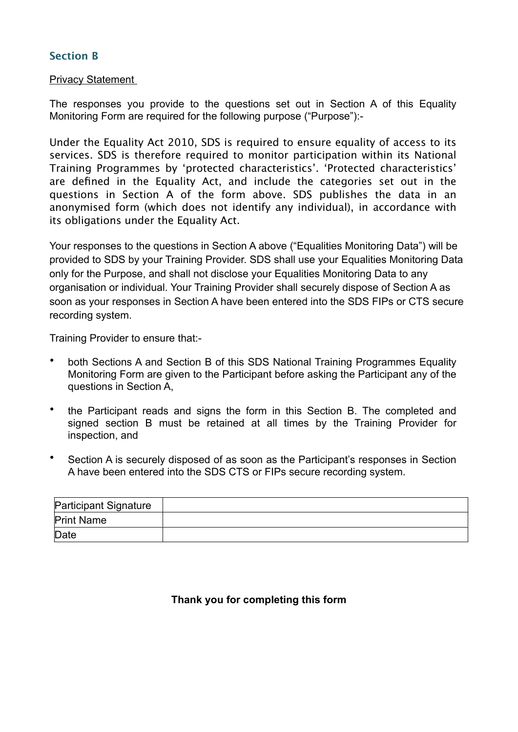## Section B

Privacy Statement

The responses you provide to the questions set out in Section A of this Equality Monitoring Form are required for the following purpose ("Purpose"):-

Under the Equality Act 2010, SDS is required to ensure equality of access to its services. SDS is therefore required to monitor participation within its National Training Programmes by 'protected characteristics'. 'Protected characteristics' are defined in the Equality Act, and include the categories set out in the questions in Section A of the form above. SDS publishes the data in an anonymised form (which does not identify any individual), in accordance with its obligations under the Equality Act.

Your responses to the questions in Section A above ("Equalities Monitoring Data") will be provided to SDS by your Training Provider. SDS shall use your Equalities Monitoring Data only for the Purpose, and shall not disclose your Equalities Monitoring Data to any organisation or individual. Your Training Provider shall securely dispose of Section A as soon as your responses in Section A have been entered into the SDS FIPs or CTS secure recording system.

Training Provider to ensure that:-

- both Sections A and Section B of this SDS National Training Programmes Equality Monitoring Form are given to the Participant before asking the Participant any of the questions in Section A,
- the Participant reads and signs the form in this Section B. The completed and signed section B must be retained at all times by the Training Provider for inspection, and
- Section A is securely disposed of as soon as the Participant's responses in Section A have been entered into the SDS CTS or FIPs secure recording system.

| | |
|---|---|
| Participant Signature | |
| Print Name | |
| Date | |

**Thank you for completing this form**